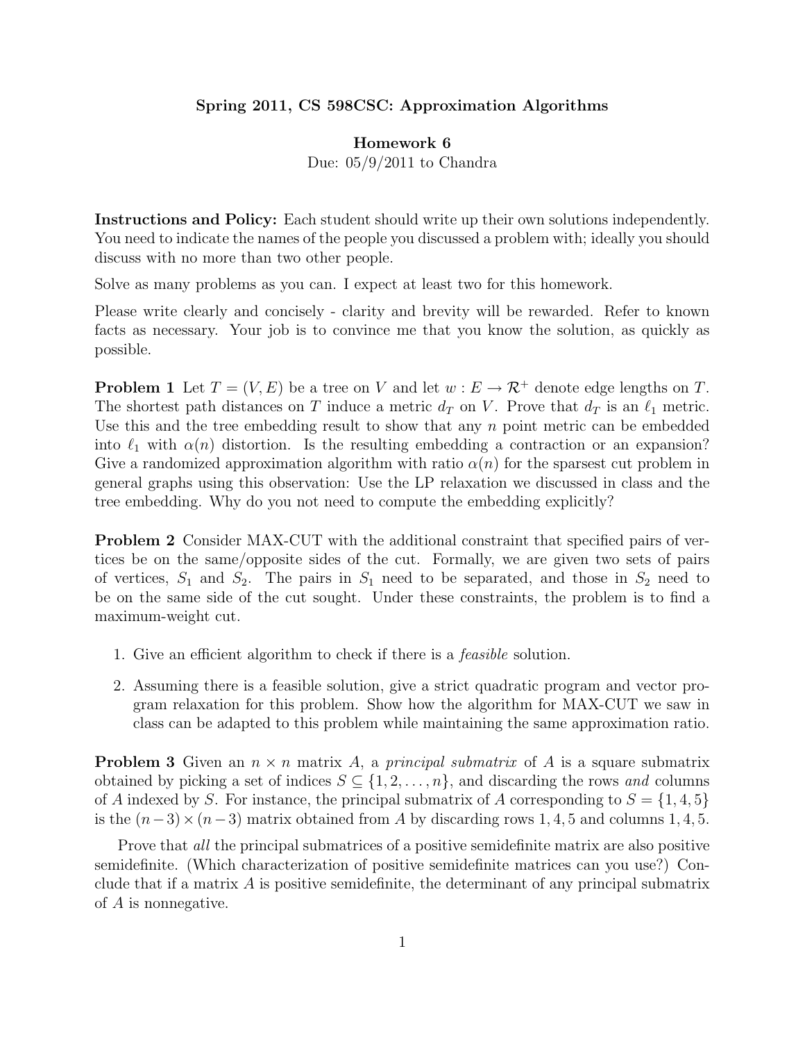**Spring 2011, CS 598CSC: Approximation Algorithms**

**Homework 6**

Due: 05/9/2011 to Chandra

**Instructions and Policy:** Each student should write up their own solutions independently. You need to indicate the names of the people you discussed a problem with; ideally you should discuss with no more than two other people.

Solve as many problems as you can. I expect at least two for this homework.

Please write clearly and concisely - clarity and brevity will be rewarded. Refer to known facts as necessary. Your job is to convince me that you know the solution, as quickly as possible.

**Problem 1** Let $T = (V, E)$ be a tree on $V$ and let $w : E \to \mathcal{R}^+$ denote edge lengths on $T$. The shortest path distances on $T$ induce a metric $d_T$ on $V$. Prove that $d_T$ is an $\ell_1$ metric. Use this and the tree embedding result to show that any $n$ point metric can be embedded into $\ell_1$ with $\alpha(n)$ distortion. Is the resulting embedding a contraction or an expansion? Give a randomized approximation algorithm with ratio $\alpha(n)$ for the sparsest cut problem in general graphs using this observation: Use the LP relaxation we discussed in class and the tree embedding. Why do you not need to compute the embedding explicitly?

**Problem 2** Consider MAX-CUT with the additional constraint that specified pairs of vertices be on the same/opposite sides of the cut. Formally, we are given two sets of pairs of vertices, $S_1$ and $S_2$. The pairs in $S_1$ need to be separated, and those in $S_2$ need to be on the same side of the cut sought. Under these constraints, the problem is to find a maximum-weight cut.

1. Give an efficient algorithm to check if there is a *feasible* solution.
2. Assuming there is a feasible solution, give a strict quadratic program and vector program relaxation for this problem. Show how the algorithm for MAX-CUT we saw in class can be adapted to this problem while maintaining the same approximation ratio.

**Problem 3** Given an $n \times n$ matrix $A$, a *principal submatrix* of $A$ is a square submatrix obtained by picking a set of indices $S \subseteq \{1, 2, \ldots, n\}$, and discarding the rows *and* columns of $A$ indexed by $S$. For instance, the principal submatrix of $A$ corresponding to $S = \{1, 4, 5\}$ is the $(n-3) \times (n-3)$ matrix obtained from $A$ by discarding rows $1, 4, 5$ and columns $1, 4, 5$.

Prove that *all* the principal submatrices of a positive semidefinite matrix are also positive semidefinite. (Which characterization of positive semidefinite matrices can you use?) Conclude that if a matrix $A$ is positive semidefinite, the determinant of any principal submatrix of $A$ is nonnegative.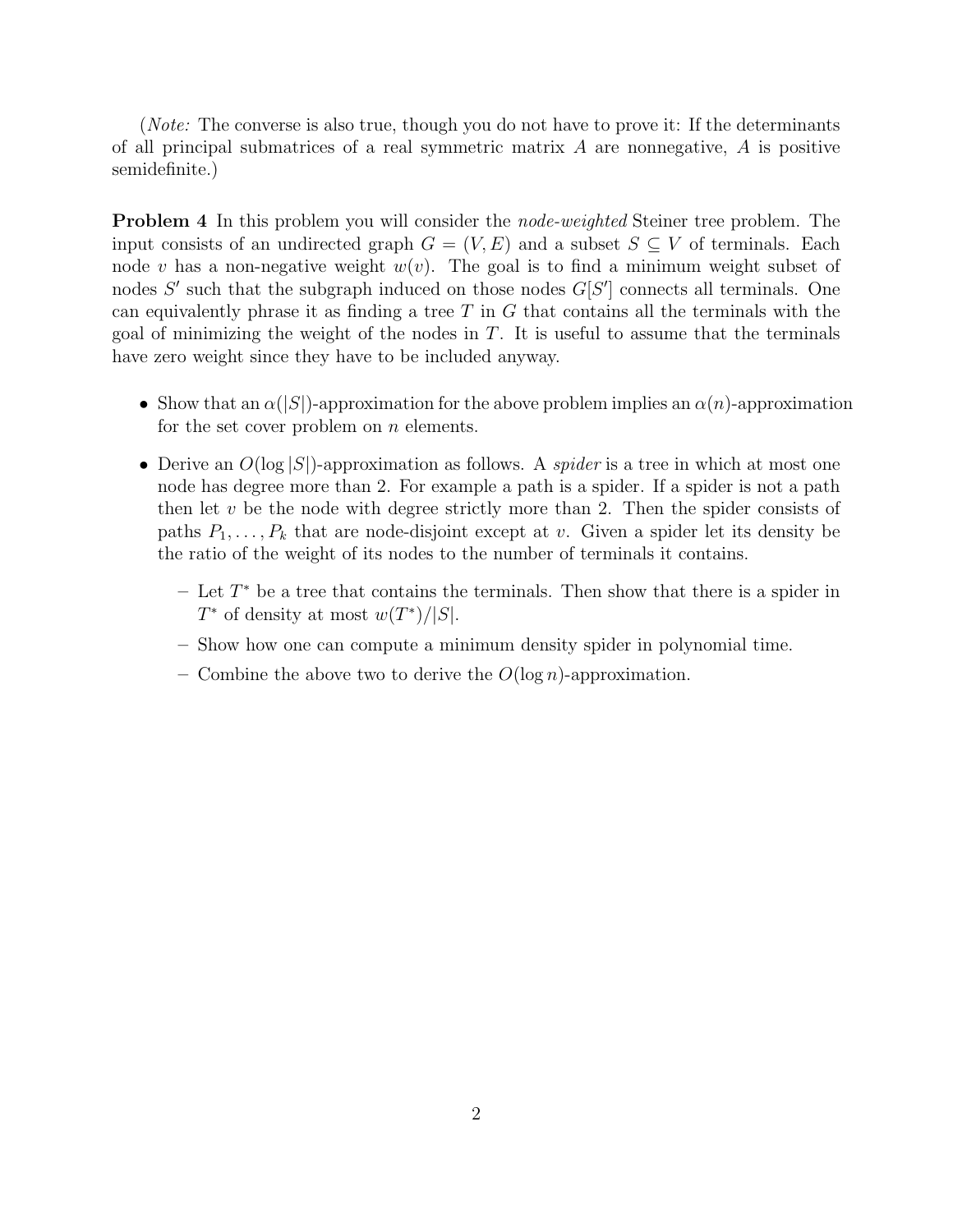(*Note:* The converse is also true, though you do not have to prove it: If the determinants of all principal submatrices of a real symmetric matrix $A$ are nonnegative, $A$ is positive semidefinite.)

**Problem 4** In this problem you will consider the *node-weighted* Steiner tree problem. The input consists of an undirected graph $G = (V, E)$ and a subset $S \subseteq V$ of terminals. Each node $v$ has a non-negative weight $w(v)$. The goal is to find a minimum weight subset of nodes $S'$ such that the subgraph induced on those nodes $G[S']$ connects all terminals. One can equivalently phrase it as finding a tree $T$ in $G$ that contains all the terminals with the goal of minimizing the weight of the nodes in $T$. It is useful to assume that the terminals have zero weight since they have to be included anyway.

- Show that an $\alpha(|S|)$-approximation for the above problem implies an $\alpha(n)$-approximation for the set cover problem on $n$ elements.
- Derive an $O(\log |S|)$-approximation as follows. A *spider* is a tree in which at most one node has degree more than 2. For example a path is a spider. If a spider is not a path then let $v$ be the node with degree strictly more than 2. Then the spider consists of paths $P_1, \ldots, P_k$ that are node-disjoint except at $v$. Given a spider let its density be the ratio of the weight of its nodes to the number of terminals it contains.
  - Let $T^*$ be a tree that contains the terminals. Then show that there is a spider in $T^*$ of density at most $w(T^*)/|S|$.
  - Show how one can compute a minimum density spider in polynomial time.
  - Combine the above two to derive the $O(\log n)$-approximation.